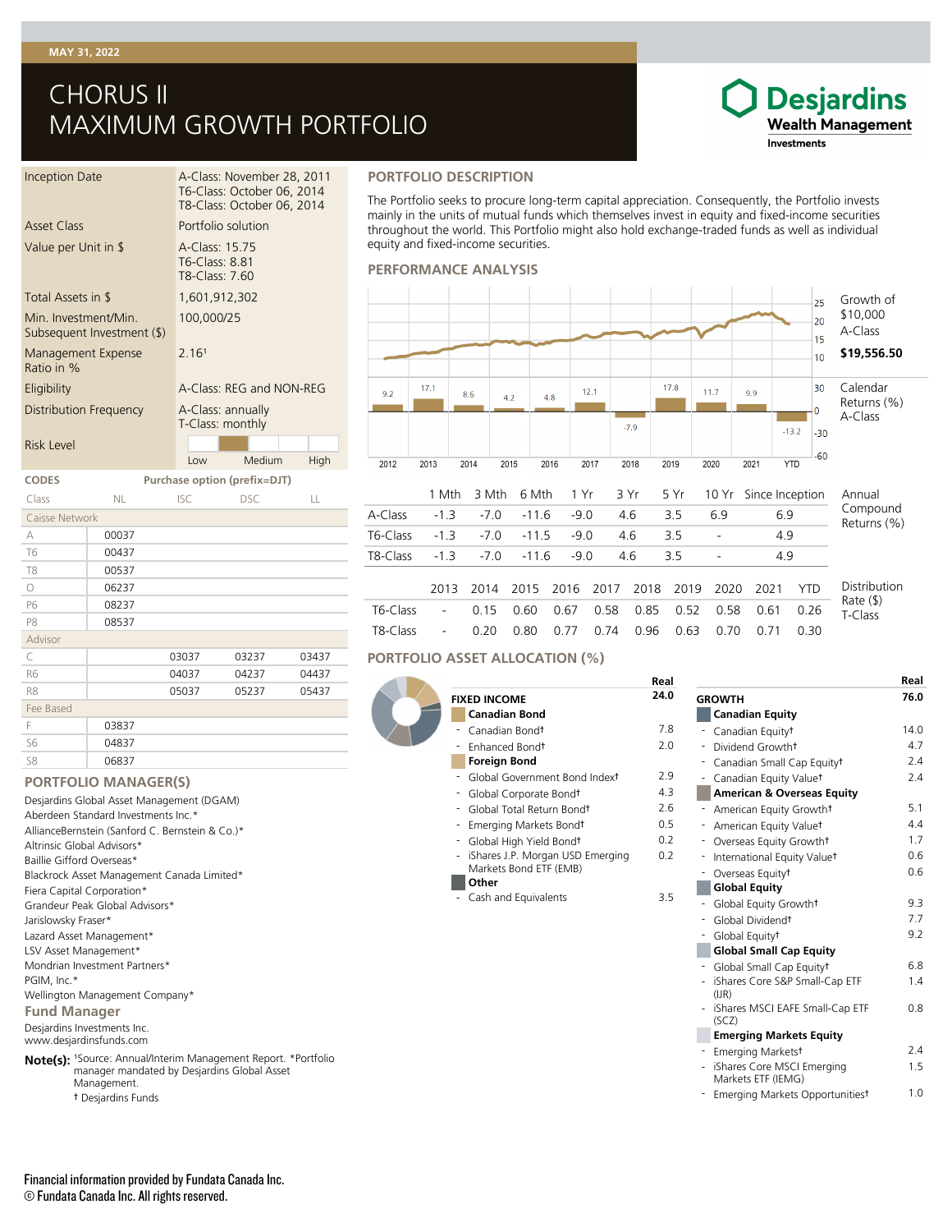MAY 31, 2022

# CHORUS II MAXIMUM GROWTH PORTFOLIO

Desjardins Wealth Management Investments

| | |
|---|---|
| Inception Date | A-Class: November 28, 2011<br>T6-Class: October 06, 2014<br>T8-Class: October 06, 2014 |
| Asset Class | Portfolio solution |
| Value per Unit in $ | A-Class: 15.75<br>T6-Class: 8.81<br>T8-Class: 7.60 |
| Total Assets in $ | 1,601,912,302 |
| Min. Investment/Min. Subsequent Investment ($) | 100,000/25 |
| Management Expense Ratio in % | 2.16[1] |
| Eligibility | A-Class: REG and NON-REG |
| Distribution Frequency | A-Class: annually<br>T-Class: monthly |
| Risk Level | Low – Medium – High (Low to Medium) |

## CODES

Purchase option (prefix=DJT)

| Class | NL | ISC | DSC | LL |
|---|---|---|---|---|
| **Caisse Network** | | | | |
| A | 00037 | | | |
| T6 | 00437 | | | |
| T8 | 00537 | | | |
| O | 06237 | | | |
| P6 | 08237 | | | |
| P8 | 08537 | | | |
| **Advisor** | | | | |
| C | | 03037 | 03237 | 03437 |
| R6 | | 04037 | 04237 | 04437 |
| R8 | | 05037 | 05237 | 05437 |
| **Fee Based** | | | | |
| F | 03837 | | | |
| S6 | 04837 | | | |
| S8 | 06837 | | | |

## PORTFOLIO MANAGER(S)

Desjardins Global Asset Management (DGAM)
Aberdeen Standard Investments Inc.*
AllianceBernstein (Sanford C. Bernstein & Co.)*
Altrinsic Global Advisors*
Baillie Gifford Overseas*
Blackrock Asset Management Canada Limited*
Fiera Capital Corporation*
Grandeur Peak Global Advisors*
Jarislowsky Fraser*
Lazard Asset Management*
LSV Asset Management*
Mondrian Investment Partners*
PGIM, Inc.*
Wellington Management Company*

## Fund Manager

Desjardins Investments Inc.
www.desjardinsfunds.com

**Note(s):** [1]Source: Annual/Interim Management Report. *Portfolio manager mandated by Desjardins Global Asset Management.
† Desjardins Funds

## PORTFOLIO DESCRIPTION

The Portfolio seeks to procure long-term capital appreciation. Consequently, the Portfolio invests mainly in the units of mutual funds which themselves invest in equity and fixed-income securities throughout the world. This Portfolio might also hold exchange-traded funds as well as individual equity and fixed-income securities.

## PERFORMANCE ANALYSIS

Growth of $10,000 A-Class: **$19,556.50**

Calendar Returns (%) A-Class

| 2012 | 2013 | 2014 | 2015 | 2016 | 2017 | 2018 | 2019 | 2020 | 2021 | YTD |
|---|---|---|---|---|---|---|---|---|---|---|
| 9.2 | 17.1 | 8.6 | 4.2 | 4.8 | 12.1 | -7.9 | 17.8 | 11.7 | 9.9 | -13.2 |

Annual Compound Returns (%)

| | 1 Mth | 3 Mth | 6 Mth | 1 Yr | 3 Yr | 5 Yr | 10 Yr | Since Inception |
|---|---|---|---|---|---|---|---|---|
| A-Class | -1.3 | -7.0 | -11.6 | -9.0 | 4.6 | 3.5 | 6.9 | 6.9 |
| T6-Class | -1.3 | -7.0 | -11.5 | -9.0 | 4.6 | 3.5 | - | 4.9 |
| T8-Class | -1.3 | -7.0 | -11.6 | -9.0 | 4.6 | 3.5 | - | 4.9 |

Distribution Rate ($) T-Class

| | 2013 | 2014 | 2015 | 2016 | 2017 | 2018 | 2019 | 2020 | 2021 | YTD |
|---|---|---|---|---|---|---|---|---|---|---|
| T6-Class | - | 0.15 | 0.60 | 0.67 | 0.58 | 0.85 | 0.52 | 0.58 | 0.61 | 0.26 |
| T8-Class | - | 0.20 | 0.80 | 0.77 | 0.74 | 0.96 | 0.63 | 0.70 | 0.71 | 0.30 |

## PORTFOLIO ASSET ALLOCATION (%)

| | Real |
|---|---|
| **FIXED INCOME** | **24.0** |
| **Canadian Bond** | |
| - Canadian Bond† | 7.8 |
| - Enhanced Bond† | 2.0 |
| **Foreign Bond** | |
| - Global Government Bond Index† | 2.9 |
| - Global Corporate Bond† | 4.3 |
| - Global Total Return Bond† | 2.6 |
| - Emerging Markets Bond† | 0.5 |
| - Global High Yield Bond† | 0.2 |
| - iShares J.P. Morgan USD Emerging Markets Bond ETF (EMB) | 0.2 |
| **Other** | |
| - Cash and Equivalents | 3.5 |

| | Real |
|---|---|
| **GROWTH** | **76.0** |
| **Canadian Equity** | |
| - Canadian Equity† | 14.0 |
| - Dividend Growth† | 4.7 |
| - Canadian Small Cap Equity† | 2.4 |
| - Canadian Equity Value† | 2.4 |
| **American & Overseas Equity** | |
| - American Equity Growth† | 5.1 |
| - American Equity Value† | 4.4 |
| - Overseas Equity Growth† | 1.7 |
| - International Equity Value† | 0.6 |
| - Overseas Equity† | 0.6 |
| **Global Equity** | |
| - Global Equity Growth† | 9.3 |
| - Global Dividend† | 7.7 |
| - Global Equity† | 9.2 |
| **Global Small Cap Equity** | |
| - Global Small Cap Equity† | 6.8 |
| - iShares Core S&P Small-Cap ETF (IJR) | 1.4 |
| - iShares MSCI EAFE Small-Cap ETF (SCZ) | 0.8 |
| **Emerging Markets Equity** | |
| - Emerging Markets† | 2.4 |
| - iShares Core MSCI Emerging Markets ETF (IEMG) | 1.5 |
| - Emerging Markets Opportunities† | 1.0 |

Financial information provided by Fundata Canada Inc.
© Fundata Canada Inc. All rights reserved.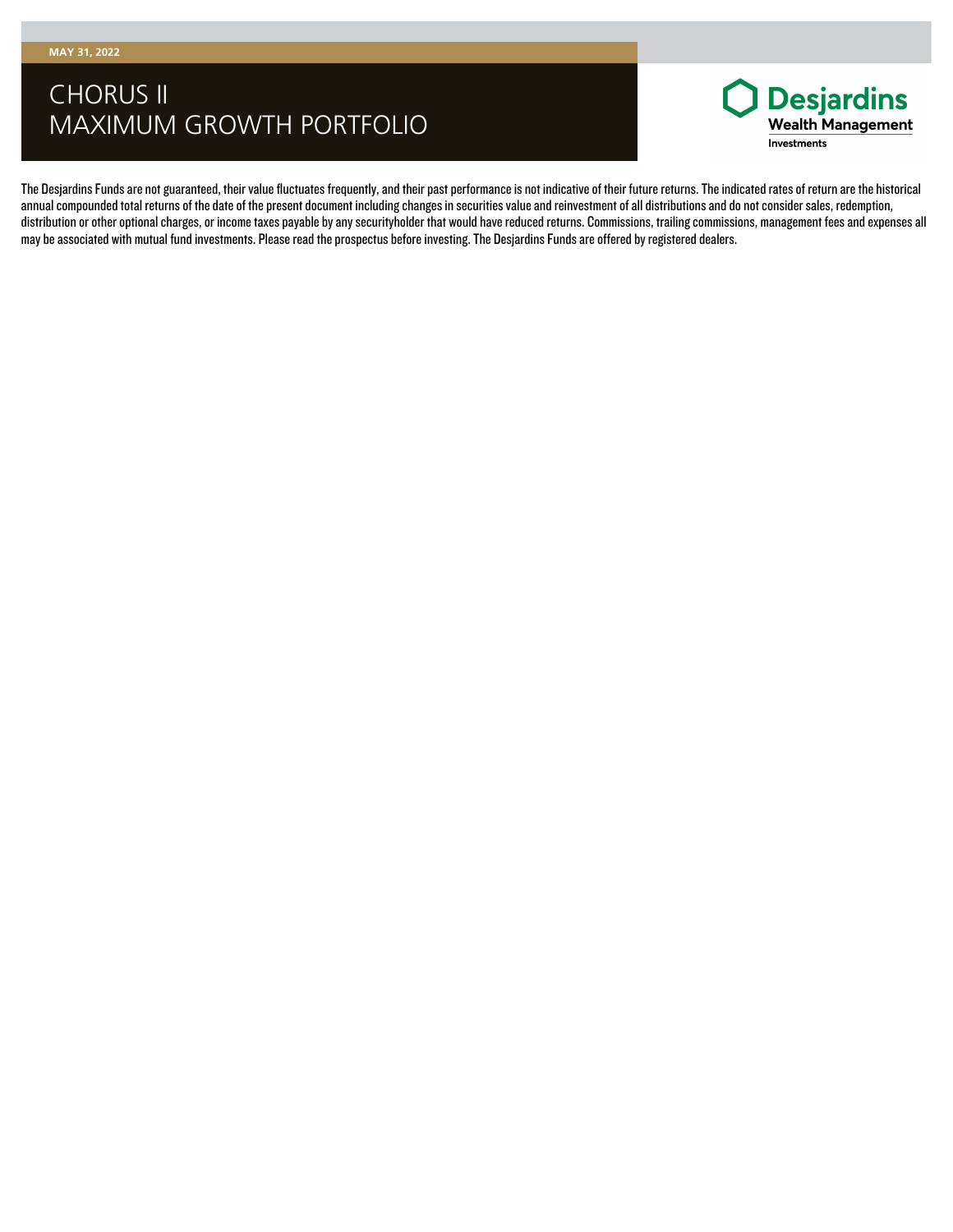MAY 31, 2022

# CHORUS II MAXIMUM GROWTH PORTFOLIO

Desjardins Wealth Management Investments

The Desjardins Funds are not guaranteed, their value fluctuates frequently, and their past performance is not indicative of their future returns. The indicated rates of return are the historical annual compounded total returns of the date of the present document including changes in securities value and reinvestment of all distributions and do not consider sales, redemption, distribution or other optional charges, or income taxes payable by any securityholder that would have reduced returns. Commissions, trailing commissions, management fees and expenses all may be associated with mutual fund investments. Please read the prospectus before investing. The Desjardins Funds are offered by registered dealers.